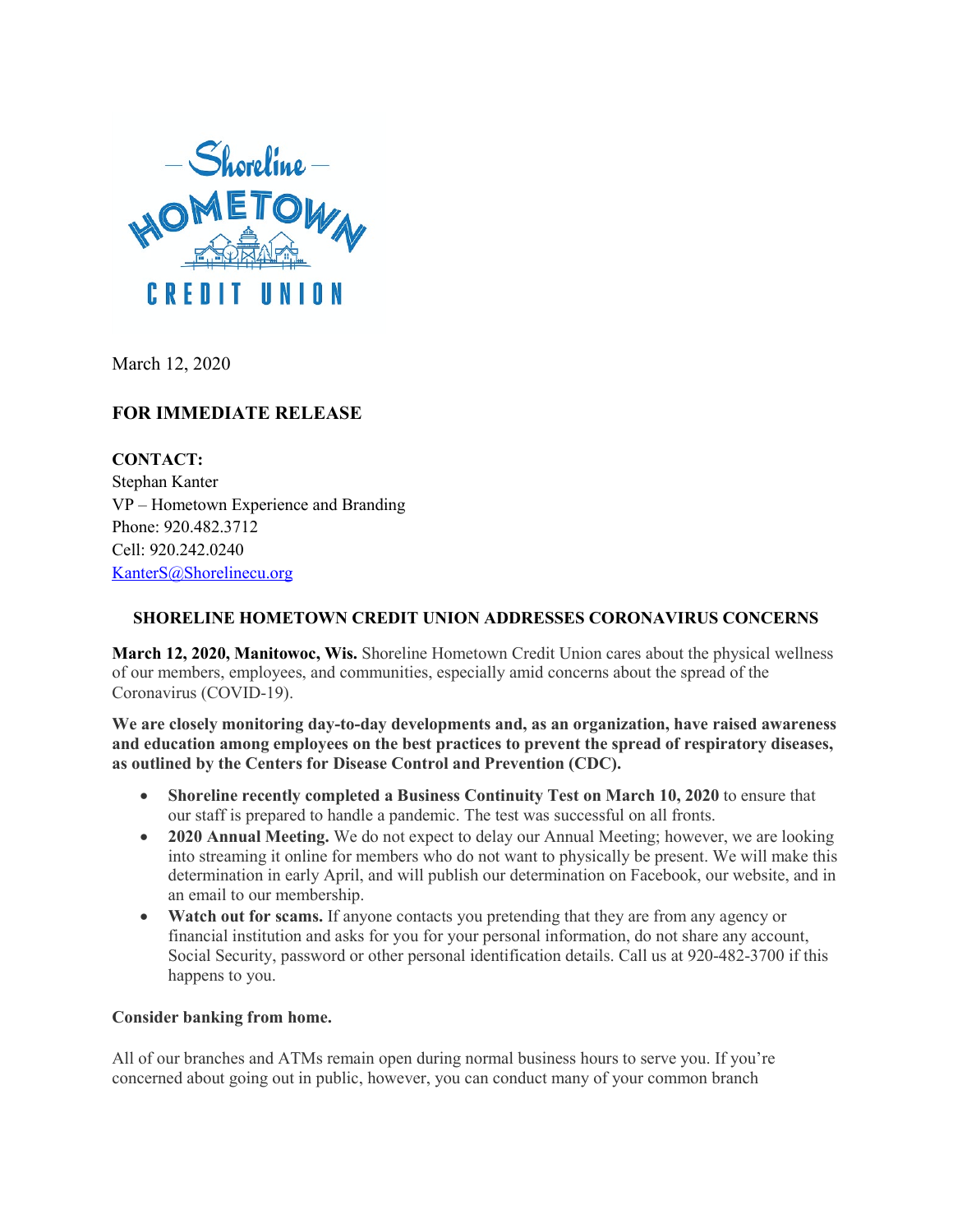March 12, 2020

**FOR IMMEDIATE RELEASE**

**CONTACT:**
Stephan Kanter
VP – Hometown Experience and Branding
Phone: 920.482.3712
Cell: 920.242.0240
KanterS@Shorelinecu.org

## SHORELINE HOMETOWN CREDIT UNION ADDRESSES CORONAVIRUS CONCERNS

**March 12, 2020, Manitowoc, Wis.** Shoreline Hometown Credit Union cares about the physical wellness of our members, employees, and communities, especially amid concerns about the spread of the Coronavirus (COVID-19).

**We are closely monitoring day-to-day developments and, as an organization, have raised awareness and education among employees on the best practices to prevent the spread of respiratory diseases, as outlined by the Centers for Disease Control and Prevention (CDC).**

- **Shoreline recently completed a Business Continuity Test on March 10, 2020** to ensure that our staff is prepared to handle a pandemic. The test was successful on all fronts.
- **2020 Annual Meeting.** We do not expect to delay our Annual Meeting; however, we are looking into streaming it online for members who do not want to physically be present. We will make this determination in early April, and will publish our determination on Facebook, our website, and in an email to our membership.
- **Watch out for scams.** If anyone contacts you pretending that they are from any agency or financial institution and asks for you for your personal information, do not share any account, Social Security, password or other personal identification details. Call us at 920-482-3700 if this happens to you.

**Consider banking from home.**

All of our branches and ATMs remain open during normal business hours to serve you. If you're concerned about going out in public, however, you can conduct many of your common branch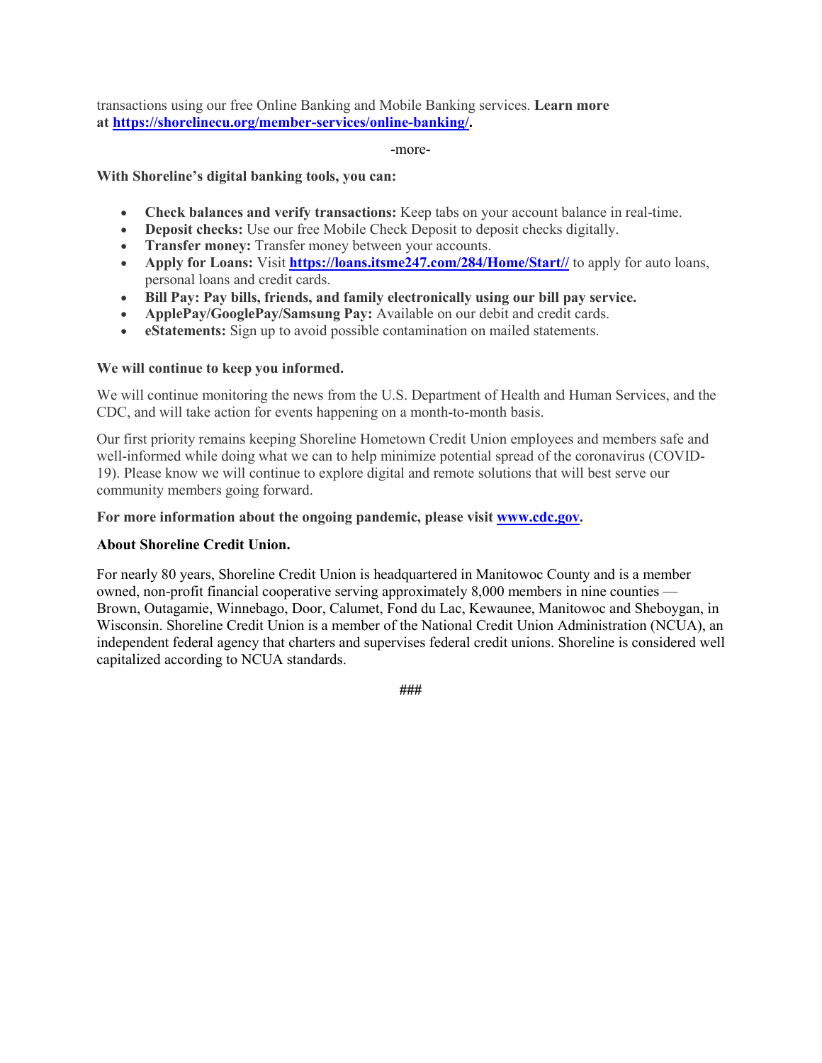transactions using our free Online Banking and Mobile Banking services. **Learn more at https://shorelinecu.org/member-services/online-banking/.**

-more-

**With Shoreline's digital banking tools, you can:**

- **Check balances and verify transactions:** Keep tabs on your account balance in real-time.
- **Deposit checks:** Use our free Mobile Check Deposit to deposit checks digitally.
- **Transfer money:** Transfer money between your accounts.
- **Apply for Loans:** Visit **https://loans.itsme247.com/284/Home/Start//** to apply for auto loans, personal loans and credit cards.
- **Bill Pay: Pay bills, friends, and family electronically using our bill pay service.**
- **ApplePay/GooglePay/Samsung Pay:** Available on our debit and credit cards.
- **eStatements:** Sign up to avoid possible contamination on mailed statements.

**We will continue to keep you informed.**

We will continue monitoring the news from the U.S. Department of Health and Human Services, and the CDC, and will take action for events happening on a month-to-month basis.

Our first priority remains keeping Shoreline Hometown Credit Union employees and members safe and well-informed while doing what we can to help minimize potential spread of the coronavirus (COVID-19). Please know we will continue to explore digital and remote solutions that will best serve our community members going forward.

**For more information about the ongoing pandemic, please visit www.cdc.gov.**

**About Shoreline Credit Union.**

For nearly 80 years, Shoreline Credit Union is headquartered in Manitowoc County and is a member owned, non-profit financial cooperative serving approximately 8,000 members in nine counties — Brown, Outagamie, Winnebago, Door, Calumet, Fond du Lac, Kewaunee, Manitowoc and Sheboygan, in Wisconsin. Shoreline Credit Union is a member of the National Credit Union Administration (NCUA), an independent federal agency that charters and supervises federal credit unions. Shoreline is considered well capitalized according to NCUA standards.

###